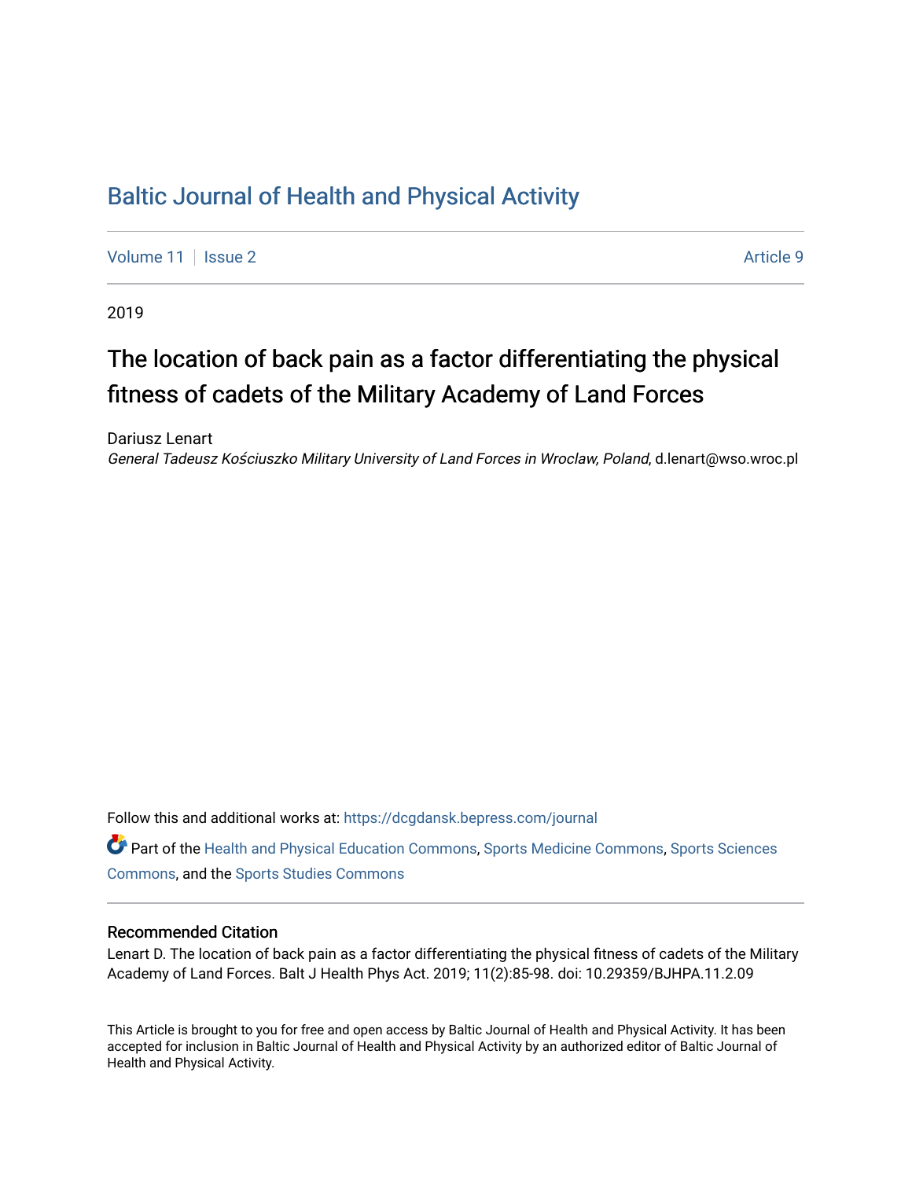# Baltic Journal of Health and Physical Activity

Volume 11 | Issue 2 | Article 9

2019

## The location of back pain as a factor differentiating the physical fitness of cadets of the Military Academy of Land Forces

Dariusz Lenart

*General Tadeusz Kościuszko Military University of Land Forces in Wroclaw, Poland*, d.lenart@wso.wroc.pl

Follow this and additional works at: https://dcgdansk.bepress.com/journal

Part of the Health and Physical Education Commons, Sports Medicine Commons, Sports Sciences Commons, and the Sports Studies Commons

### Recommended Citation

Lenart D. The location of back pain as a factor differentiating the physical fitness of cadets of the Military Academy of Land Forces. Balt J Health Phys Act. 2019; 11(2):85-98. doi: 10.29359/BJHPA.11.2.09

This Article is brought to you for free and open access by Baltic Journal of Health and Physical Activity. It has been accepted for inclusion in Baltic Journal of Health and Physical Activity by an authorized editor of Baltic Journal of Health and Physical Activity.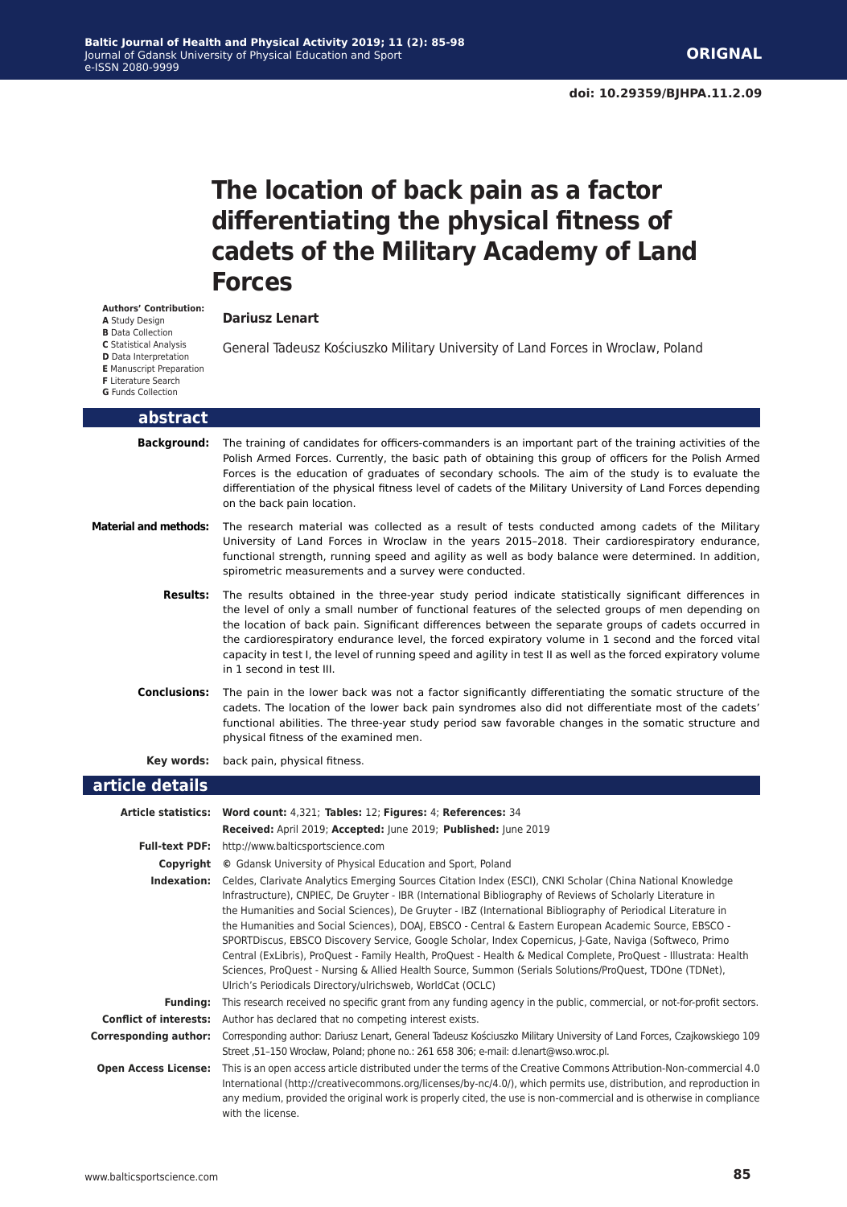**ORIGNAL**

doi: 10.29359/BJHPA.11.2.09

# The location of back pain as a factor differentiating the physical fitness of cadets of the Military Academy of Land Forces

**Authors' Contribution:**
**A** Study Design
**B** Data Collection
**C** Statistical Analysis
**D** Data Interpretation
**E** Manuscript Preparation
**F** Literature Search
**G** Funds Collection

**Dariusz Lenart**

General Tadeusz Kościuszko Military University of Land Forces in Wroclaw, Poland

## abstract

**Background:** The training of candidates for officers-commanders is an important part of the training activities of the Polish Armed Forces. Currently, the basic path of obtaining this group of officers for the Polish Armed Forces is the education of graduates of secondary schools. The aim of the study is to evaluate the differentiation of the physical fitness level of cadets of the Military University of Land Forces depending on the back pain location.

**Material and methods:** The research material was collected as a result of tests conducted among cadets of the Military University of Land Forces in Wroclaw in the years 2015–2018. Their cardiorespiratory endurance, functional strength, running speed and agility as well as body balance were determined. In addition, spirometric measurements and a survey were conducted.

**Results:** The results obtained in the three-year study period indicate statistically significant differences in the level of only a small number of functional features of the selected groups of men depending on the location of back pain. Significant differences between the separate groups of cadets occurred in the cardiorespiratory endurance level, the forced expiratory volume in 1 second and the forced vital capacity in test I, the level of running speed and agility in test II as well as the forced expiratory volume in 1 second in test III.

**Conclusions:** The pain in the lower back was not a factor significantly differentiating the somatic structure of the cadets. The location of the lower back pain syndromes also did not differentiate most of the cadets' functional abilities. The three-year study period saw favorable changes in the somatic structure and physical fitness of the examined men.

**Key words:** back pain, physical fitness.

## article details

**Article statistics:** **Word count:** 4,321; **Tables:** 12; **Figures:** 4; **References:** 34
**Received:** April 2019; **Accepted:** June 2019; **Published:** June 2019

**Full-text PDF:** http://www.balticsportscience.com

**Copyright** © Gdansk University of Physical Education and Sport, Poland

**Indexation:** Celdes, Clarivate Analytics Emerging Sources Citation Index (ESCI), CNKI Scholar (China National Knowledge Infrastructure), CNPIEC, De Gruyter - IBR (International Bibliography of Reviews of Scholarly Literature in the Humanities and Social Sciences), De Gruyter - IBZ (International Bibliography of Periodical Literature in the Humanities and Social Sciences), DOAJ, EBSCO - Central & Eastern European Academic Source, EBSCO - SPORTDiscus, EBSCO Discovery Service, Google Scholar, Index Copernicus, J-Gate, Naviga (Softweco, Primo Central (ExLibris), ProQuest - Family Health, ProQuest - Health & Medical Complete, ProQuest - Illustrata: Health Sciences, ProQuest - Nursing & Allied Health Source, Summon (Serials Solutions/ProQuest, TDOne (TDNet), Ulrich's Periodicals Directory/ulrichsweb, WorldCat (OCLC)

**Funding:** This research received no specific grant from any funding agency in the public, commercial, or not-for-profit sectors.

**Conflict of interests:** Author has declared that no competing interest exists.

**Corresponding author:** Corresponding author: Dariusz Lenart, General Tadeusz Kościuszko Military University of Land Forces, Czajkowskiego 109 Street ,51–150 Wrocław, Poland; phone no.: 261 658 306; e-mail: d.lenart@wso.wroc.pl.

**Open Access License:** This is an open access article distributed under the terms of the Creative Commons Attribution-Non-commercial 4.0 International (http://creativecommons.org/licenses/by-nc/4.0/), which permits use, distribution, and reproduction in any medium, provided the original work is properly cited, the use is non-commercial and is otherwise in compliance with the license.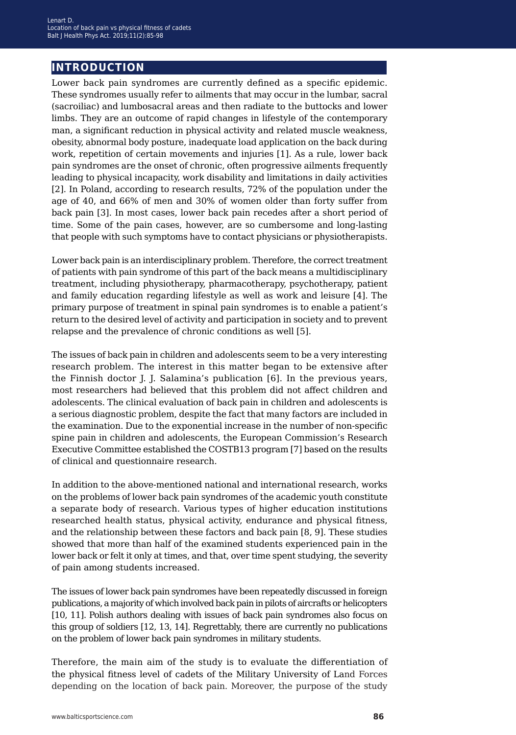## INTRODUCTION

Lower back pain syndromes are currently defined as a specific epidemic. These syndromes usually refer to ailments that may occur in the lumbar, sacral (sacroiliac) and lumbosacral areas and then radiate to the buttocks and lower limbs. They are an outcome of rapid changes in lifestyle of the contemporary man, a significant reduction in physical activity and related muscle weakness, obesity, abnormal body posture, inadequate load application on the back during work, repetition of certain movements and injuries [1]. As a rule, lower back pain syndromes are the onset of chronic, often progressive ailments frequently leading to physical incapacity, work disability and limitations in daily activities [2]. In Poland, according to research results, 72% of the population under the age of 40, and 66% of men and 30% of women older than forty suffer from back pain [3]. In most cases, lower back pain recedes after a short period of time. Some of the pain cases, however, are so cumbersome and long-lasting that people with such symptoms have to contact physicians or physiotherapists.

Lower back pain is an interdisciplinary problem. Therefore, the correct treatment of patients with pain syndrome of this part of the back means a multidisciplinary treatment, including physiotherapy, pharmacotherapy, psychotherapy, patient and family education regarding lifestyle as well as work and leisure [4]. The primary purpose of treatment in spinal pain syndromes is to enable a patient's return to the desired level of activity and participation in society and to prevent relapse and the prevalence of chronic conditions as well [5].

The issues of back pain in children and adolescents seem to be a very interesting research problem. The interest in this matter began to be extensive after the Finnish doctor J. J. Salamina's publication [6]. In the previous years, most researchers had believed that this problem did not affect children and adolescents. The clinical evaluation of back pain in children and adolescents is a serious diagnostic problem, despite the fact that many factors are included in the examination. Due to the exponential increase in the number of non-specific spine pain in children and adolescents, the European Commission's Research Executive Committee established the COSTB13 program [7] based on the results of clinical and questionnaire research.

In addition to the above-mentioned national and international research, works on the problems of lower back pain syndromes of the academic youth constitute a separate body of research. Various types of higher education institutions researched health status, physical activity, endurance and physical fitness, and the relationship between these factors and back pain [8, 9]. These studies showed that more than half of the examined students experienced pain in the lower back or felt it only at times, and that, over time spent studying, the severity of pain among students increased.

The issues of lower back pain syndromes have been repeatedly discussed in foreign publications, a majority of which involved back pain in pilots of aircrafts or helicopters [10, 11]. Polish authors dealing with issues of back pain syndromes also focus on this group of soldiers [12, 13, 14]. Regrettably, there are currently no publications on the problem of lower back pain syndromes in military students.

Therefore, the main aim of the study is to evaluate the differentiation of the physical fitness level of cadets of the Military University of Land Forces depending on the location of back pain. Moreover, the purpose of the study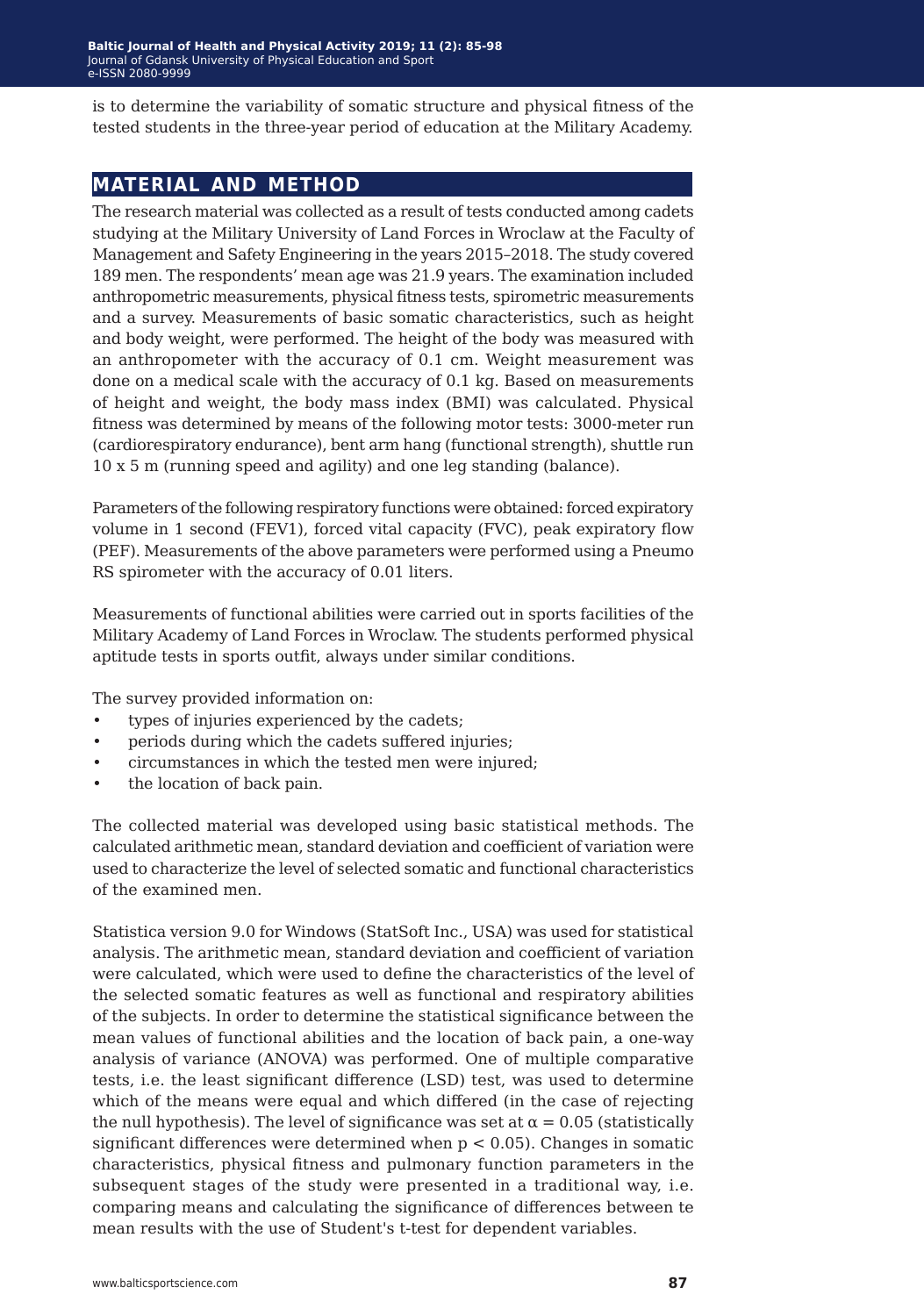is to determine the variability of somatic structure and physical fitness of the tested students in the three-year period of education at the Military Academy.

## MATERIAL AND METHOD

The research material was collected as a result of tests conducted among cadets studying at the Military University of Land Forces in Wroclaw at the Faculty of Management and Safety Engineering in the years 2015–2018. The study covered 189 men. The respondents' mean age was 21.9 years. The examination included anthropometric measurements, physical fitness tests, spirometric measurements and a survey. Measurements of basic somatic characteristics, such as height and body weight, were performed. The height of the body was measured with an anthropometer with the accuracy of 0.1 cm. Weight measurement was done on a medical scale with the accuracy of 0.1 kg. Based on measurements of height and weight, the body mass index (BMI) was calculated. Physical fitness was determined by means of the following motor tests: 3000-meter run (cardiorespiratory endurance), bent arm hang (functional strength), shuttle run 10 x 5 m (running speed and agility) and one leg standing (balance).

Parameters of the following respiratory functions were obtained: forced expiratory volume in 1 second (FEV1), forced vital capacity (FVC), peak expiratory flow (PEF). Measurements of the above parameters were performed using a Pneumo RS spirometer with the accuracy of 0.01 liters.

Measurements of functional abilities were carried out in sports facilities of the Military Academy of Land Forces in Wroclaw. The students performed physical aptitude tests in sports outfit, always under similar conditions.

The survey provided information on:

- types of injuries experienced by the cadets;
- periods during which the cadets suffered injuries;
- circumstances in which the tested men were injured;
- the location of back pain.

The collected material was developed using basic statistical methods. The calculated arithmetic mean, standard deviation and coefficient of variation were used to characterize the level of selected somatic and functional characteristics of the examined men.

Statistica version 9.0 for Windows (StatSoft Inc., USA) was used for statistical analysis. The arithmetic mean, standard deviation and coefficient of variation were calculated, which were used to define the characteristics of the level of the selected somatic features as well as functional and respiratory abilities of the subjects. In order to determine the statistical significance between the mean values of functional abilities and the location of back pain, a one-way analysis of variance (ANOVA) was performed. One of multiple comparative tests, i.e. the least significant difference (LSD) test, was used to determine which of the means were equal and which differed (in the case of rejecting the null hypothesis). The level of significance was set at $\alpha = 0.05$ (statistically significant differences were determined when $p < 0.05$). Changes in somatic characteristics, physical fitness and pulmonary function parameters in the subsequent stages of the study were presented in a traditional way, i.e. comparing means and calculating the significance of differences between te mean results with the use of Student's t-test for dependent variables.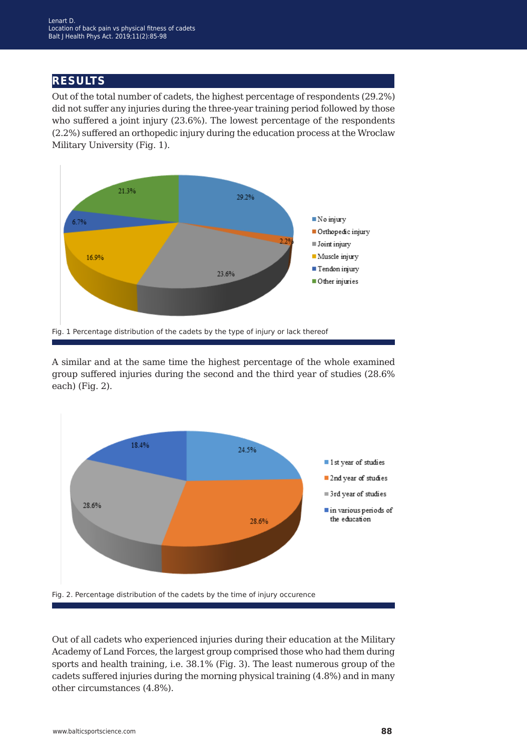## RESULTS

Out of the total number of cadets, the highest percentage of respondents (29.2%) did not suffer any injuries during the three-year training period followed by those who suffered a joint injury (23.6%). The lowest percentage of the respondents (2.2%) suffered an orthopedic injury during the education process at the Wroclaw Military University (Fig. 1).

Fig. 1 Percentage distribution of the cadets by the type of injury or lack thereof

A similar and at the same time the highest percentage of the whole examined group suffered injuries during the second and the third year of studies (28.6% each) (Fig. 2).

Fig. 2. Percentage distribution of the cadets by the time of injury occurence

Out of all cadets who experienced injuries during their education at the Military Academy of Land Forces, the largest group comprised those who had them during sports and health training, i.e. 38.1% (Fig. 3). The least numerous group of the cadets suffered injuries during the morning physical training (4.8%) and in many other circumstances (4.8%).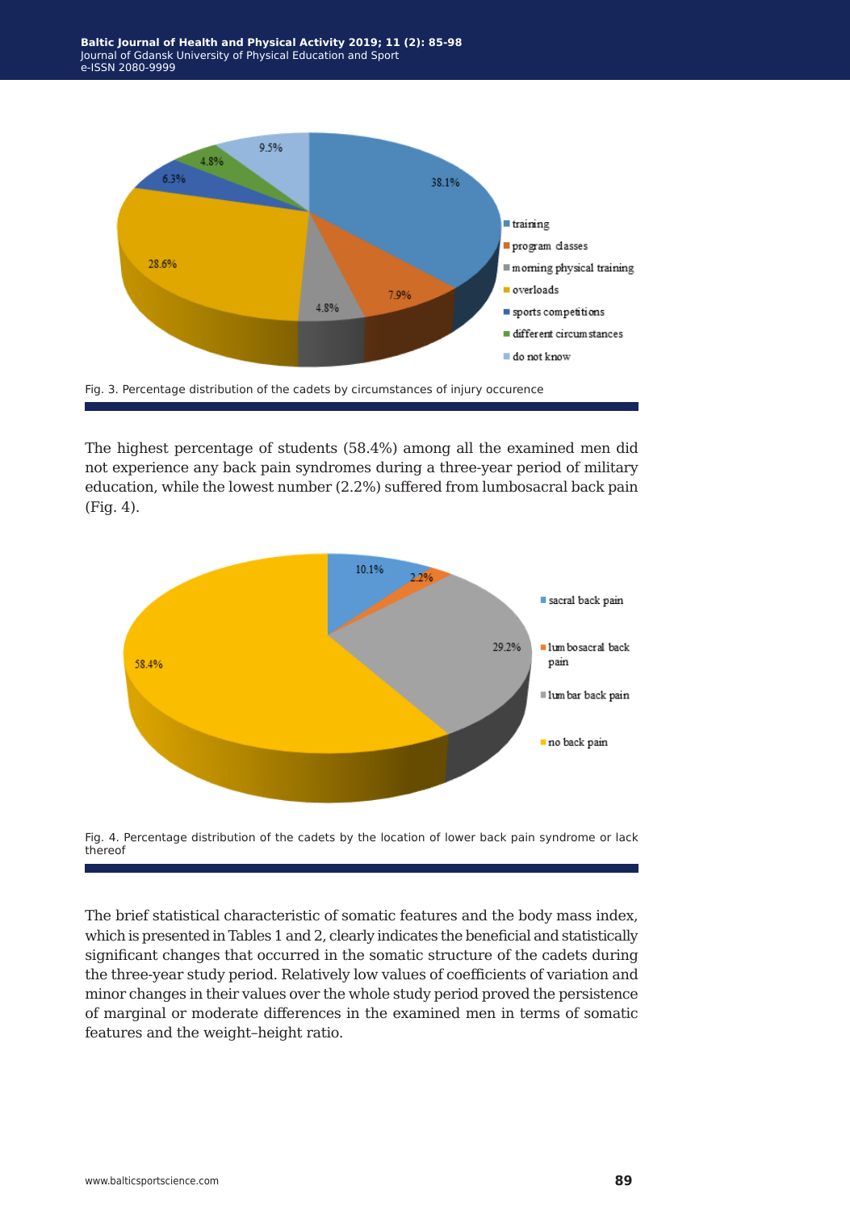Fig. 3. Percentage distribution of the cadets by circumstances of injury occurence

The highest percentage of students (58.4%) among all the examined men did not experience any back pain syndromes during a three-year period of military education, while the lowest number (2.2%) suffered from lumbosacral back pain (Fig. 4).

Fig. 4. Percentage distribution of the cadets by the location of lower back pain syndrome or lack thereof

The brief statistical characteristic of somatic features and the body mass index, which is presented in Tables 1 and 2, clearly indicates the beneficial and statistically significant changes that occurred in the somatic structure of the cadets during the three-year study period. Relatively low values of coefficients of variation and minor changes in their values over the whole study period proved the persistence of marginal or moderate differences in the examined men in terms of somatic features and the weight–height ratio.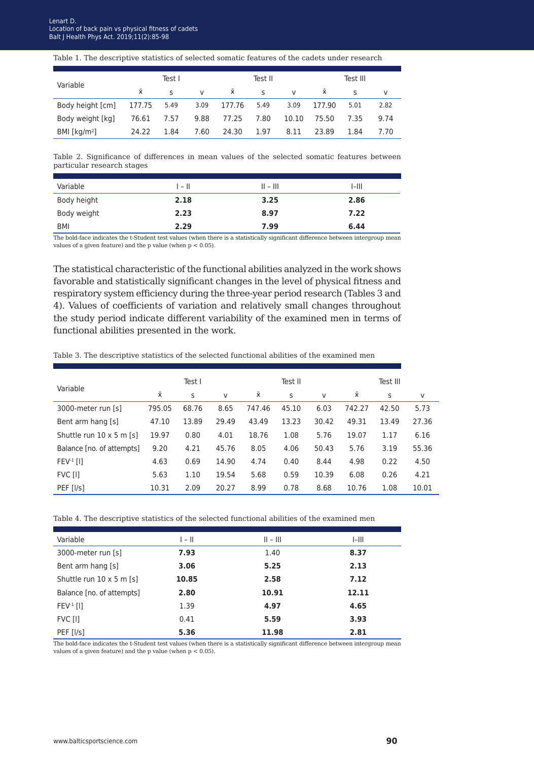Table 1. The descriptive statistics of selected somatic features of the cadets under research

| Variable | Test I | | | Test II | | | Test III | | |
|---|---|---|---|---|---|---|---|---|---|
| | x̄ | s | v | x̄ | s | v | x̄ | s | v |
| Body height [cm] | 177.75 | 5.49 | 3.09 | 177.76 | 5.49 | 3.09 | 177.90 | 5.01 | 2.82 |
| Body weight [kg] | 76.61 | 7.57 | 9.88 | 77.25 | 7.80 | 10.10 | 75.50 | 7.35 | 9.74 |
| BMI [kg/m²] | 24.22 | 1.84 | 7.60 | 24.30 | 1.97 | 8.11 | 23.89 | 1.84 | 7.70 |

Table 2. Significance of differences in mean values of the selected somatic features between particular research stages

| Variable | I – II | II – III | I–III |
|---|---|---|---|
| Body height | **2.18** | **3.25** | **2.86** |
| Body weight | **2.23** | **8.97** | **7.22** |
| BMI | **2.29** | **7.99** | **6.44** |

The bold-face indicates the t-Student test values (when there is a statistically significant difference between intergroup mean values of a given feature) and the p value (when $p < 0.05$).

The statistical characteristic of the functional abilities analyzed in the work shows favorable and statistically significant changes in the level of physical fitness and respiratory system efficiency during the three-year period research (Tables 3 and 4). Values of coefficients of variation and relatively small changes throughout the study period indicate different variability of the examined men in terms of functional abilities presented in the work.

Table 3. The descriptive statistics of the selected functional abilities of the examined men

| Variable | Test I | | | Test II | | | Test III | | |
|---|---|---|---|---|---|---|---|---|---|
| | x̄ | s | v | x̄ | s | v | x̄ | s | v |
| 3000-meter run [s] | 795.05 | 68.76 | 8.65 | 747.46 | 45.10 | 6.03 | 742.27 | 42.50 | 5.73 |
| Bent arm hang [s] | 47.10 | 13.89 | 29.49 | 43.49 | 13.23 | 30.42 | 49.31 | 13.49 | 27.36 |
| Shuttle run 10 x 5 m [s] | 19.97 | 0.80 | 4.01 | 18.76 | 1.08 | 5.76 | 19.07 | 1.17 | 6.16 |
| Balance [no. of attempts] | 9.20 | 4.21 | 45.76 | 8.05 | 4.06 | 50.43 | 5.76 | 3.19 | 55.36 |
| $FEV^{-1}$ [l] | 4.63 | 0.69 | 14.90 | 4.74 | 0.40 | 8.44 | 4.98 | 0.22 | 4.50 |
| FVC [l] | 5.63 | 1.10 | 19.54 | 5.68 | 0.59 | 10.39 | 6.08 | 0.26 | 4.21 |
| PEF [l/s] | 10.31 | 2.09 | 20.27 | 8.99 | 0.78 | 8.68 | 10.76 | 1.08 | 10.01 |

Table 4. The descriptive statistics of the selected functional abilities of the examined men

| Variable | I – II | II – III | I–III |
|---|---|---|---|
| 3000-meter run [s] | **7.93** | 1.40 | **8.37** |
| Bent arm hang [s] | **3.06** | **5.25** | **2.13** |
| Shuttle run 10 x 5 m [s] | **10.85** | **2.58** | **7.12** |
| Balance [no. of attempts] | **2.80** | **10.91** | **12.11** |
| $FEV^{-1}$ [l] | 1.39 | **4.97** | **4.65** |
| FVC [l] | 0.41 | **5.59** | **3.93** |
| PEF [l/s] | **5.36** | **11.98** | **2.81** |

The bold-face indicates the t-Student test values (when there is a statistically significant difference between intergroup mean values of a given feature) and the p value (when $p < 0.05$).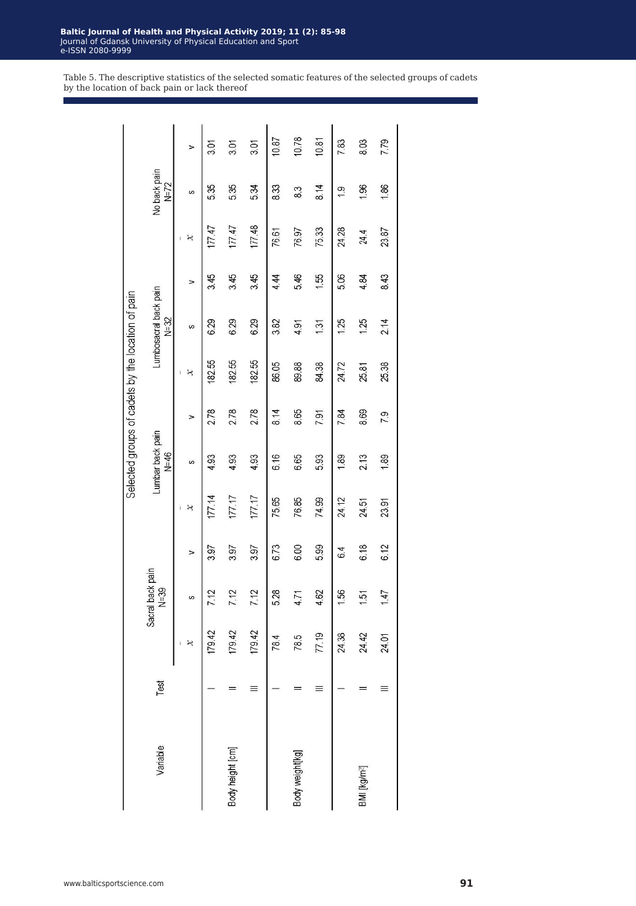Table 5. The descriptive statistics of the selected somatic features of the selected groups of cadets by the location of back pain or lack thereof

| Variable | Test | Selected groups of cadets by the location of pain | | | | | | | | | | | |
|---|---|---|---|---|---|---|---|---|---|---|---|---|---|
| | | Sacral back pain N=39 | | | Lumbar back pain N=46 | | | Lumbosacral back pain N=32 | | | No back pain N=72 | | |
| | | $\bar{x}$ | s | v | $\bar{x}$ | s | v | $\bar{x}$ | s | v | $\bar{x}$ | s | v |
| Body height [cm] | I | 179.42 | 7.12 | 3.97 | 177.14 | 4.93 | 2.78 | 182.55 | 6.29 | 3.45 | 177.47 | 5.35 | 3.01 |
| | II | 179.42 | 7.12 | 3.97 | 177.17 | 4.93 | 2.78 | 182.55 | 6.29 | 3.45 | 177.47 | 5.35 | 3.01 |
| | III | 179.42 | 7.12 | 3.97 | 177.17 | 4.93 | 2.78 | 182.55 | 6.29 | 3.45 | 177.48 | 5.34 | 3.01 |
| Body weight[kg] | I | 78.4 | 5.28 | 6.73 | 75.65 | 6.16 | 8.14 | 86.05 | 3.82 | 4.44 | 76.61 | 8.33 | 10.87 |
| | II | 78.5 | 4.71 | 6.00 | 76.85 | 6.65 | 8.65 | 89.88 | 4.91 | 5.46 | 76.97 | 8.3 | 10.78 |
| | III | 77.19 | 4.62 | 5.99 | 74.99 | 5.93 | 7.91 | 84.38 | 1.31 | 1.55 | 75.33 | 8.14 | 10.81 |
| BMI [kg/m²] | I | 24.38 | 1.56 | 6.4 | 24.12 | 1.89 | 7.84 | 24.72 | 1.25 | 5.06 | 24.28 | 1.9 | 7.83 |
| | II | 24.42 | 1.51 | 6.18 | 24.51 | 2.13 | 8.69 | 25.81 | 1.25 | 4.84 | 24.4 | 1.96 | 8.03 |
| | III | 24.01 | 1.47 | 6.12 | 23.91 | 1.89 | 7.9 | 25.38 | 2.14 | 8.43 | 23.87 | 1.86 | 7.79 |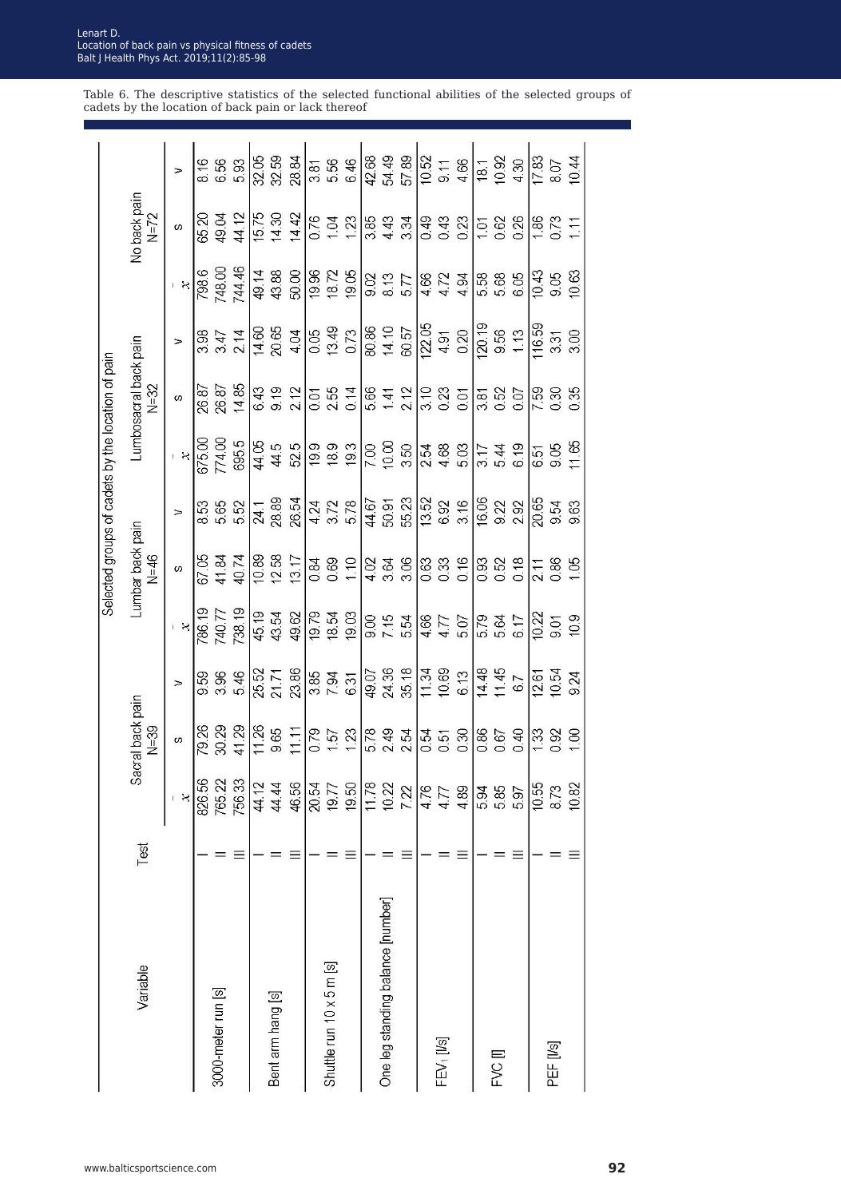Table 6. The descriptive statistics of the selected functional abilities of the selected groups of cadets by the location of back pain or lack thereof

| Variable | Test | Selected groups of cadets by the location of pain | | | | | | | | | | | |
|---|---|---|---|---|---|---|---|---|---|---|---|---|---|
| | | Sacral back pain N=39 | | | Lumbar back pain N=46 | | | Lumbosacral back pain N=32 | | | No back pain N=72 | | |
| | | $\bar{x}$ | s | V | $\bar{x}$ | s | V | $\bar{x}$ | s | V | $\bar{x}$ | s | V |
| 3000-meter run [s] | I | 826.56 | 79.26 | 9.59 | 786.19 | 67.05 | 8.53 | 675.00 | 26.87 | 3.98 | 798.6 | 65.20 | 8.16 |
| | II | 765.22 | 30.29 | 3.96 | 740.77 | 41.84 | 5.65 | 774.00 | 26.87 | 3.47 | 748.00 | 49.04 | 6.56 |
| | III | 756.33 | 41.29 | 5.46 | 738.19 | 40.74 | 5.52 | 695.5 | 14.85 | 2.14 | 744.46 | 44.12 | 5.93 |
| Bent arm hang [s] | I | 44.12 | 11.26 | 25.52 | 45.19 | 10.89 | 24.1 | 44.05 | 6.43 | 14.60 | 49.14 | 15.75 | 32.05 |
| | II | 44.44 | 9.65 | 21.71 | 43.54 | 12.58 | 28.89 | 44.5 | 9.19 | 20.65 | 43.88 | 14.30 | 32.59 |
| | III | 46.56 | 11.11 | 23.86 | 49.62 | 13.17 | 26.54 | 52.5 | 2.12 | 4.04 | 50.00 | 14.42 | 28.84 |
| Shuttle run 10 x 5 m [s] | I | 20.54 | 0.79 | 3.85 | 19.79 | 0.84 | 4.24 | 19.9 | 0.01 | 0.05 | 19.96 | 0.76 | 3.81 |
| | II | 19.77 | 1.57 | 7.94 | 18.54 | 0.69 | 3.72 | 18.9 | 2.55 | 13.49 | 18.72 | 1.04 | 5.56 |
| | III | 19.50 | 1.23 | 6.31 | 19.03 | 1.10 | 5.78 | 19.3 | 0.14 | 0.73 | 19.05 | 1.23 | 6.46 |
| One leg standing balance [number] | I | 11.78 | 5.78 | 49.07 | 9.00 | 4.02 | 44.67 | 7.00 | 5.66 | 80.86 | 9.02 | 3.85 | 42.68 |
| | II | 10.22 | 2.49 | 24.36 | 7.15 | 3.64 | 50.91 | 10.00 | 1.41 | 14.10 | 8.13 | 4.43 | 54.49 |
| | III | 7.22 | 2.54 | 35.18 | 5.54 | 3.06 | 55.23 | 3.50 | 2.12 | 60.57 | 5.77 | 3.34 | 57.89 |
| $FEV_1$ [l/s] | I | 4.76 | 0.54 | 11.34 | 4.66 | 0.63 | 13.52 | 2.54 | 3.10 | 122.05 | 4.66 | 0.49 | 10.52 |
| | II | 4.77 | 0.51 | 10.69 | 4.77 | 0.33 | 6.92 | 4.68 | 0.23 | 4.91 | 4.72 | 0.43 | 9.11 |
| | III | 4.89 | 0.30 | 6.13 | 5.07 | 0.16 | 3.16 | 5.03 | 0.01 | 0.20 | 4.94 | 0.23 | 4.66 |
| FVC [l] | I | 5.94 | 0.86 | 14.48 | 5.79 | 0.93 | 16.06 | 3.17 | 3.81 | 120.19 | 5.58 | 1.01 | 18.1 |
| | II | 5.85 | 0.67 | 11.45 | 5.64 | 0.52 | 9.22 | 5.44 | 0.52 | 9.56 | 5.68 | 0.62 | 10.92 |
| | III | 5.97 | 0.40 | 6.7 | 6.17 | 0.18 | 2.92 | 6.19 | 0.07 | 1.13 | 6.05 | 0.26 | 4.30 |
| PEF [l/s] | I | 10.55 | 1.33 | 12.61 | 10.22 | 2.11 | 20.65 | 6.51 | 7.59 | 116.59 | 10.43 | 1.86 | 17.83 |
| | II | 8.73 | 0.92 | 10.54 | 9.01 | 0.86 | 9.54 | 9.05 | 0.30 | 3.31 | 9.05 | 0.73 | 8.07 |
| | III | 10.82 | 1.00 | 9.24 | 10.9 | 1.05 | 9.63 | 11.65 | 0.35 | 3.00 | 10.63 | 1.11 | 10.44 |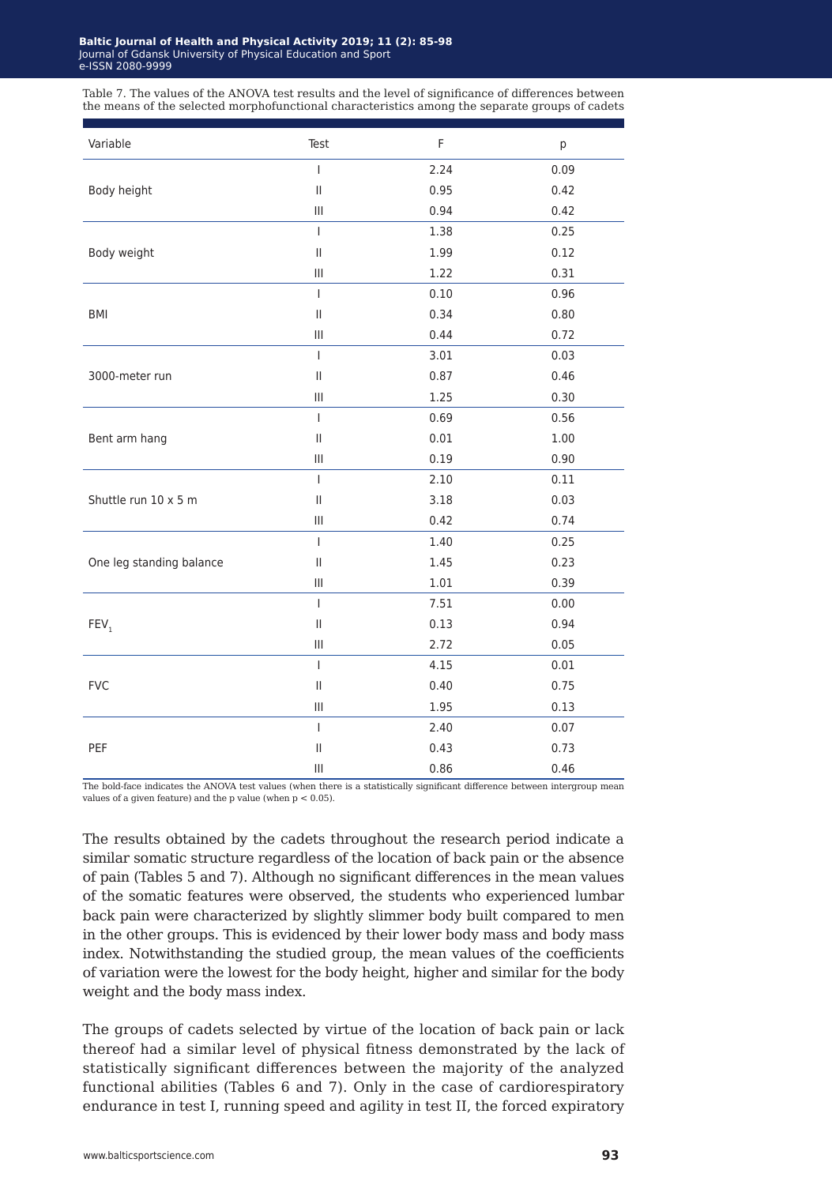Table 7. The values of the ANOVA test results and the level of significance of differences between the means of the selected morphofunctional characteristics among the separate groups of cadets

| Variable | Test | F | p |
|---|---|---|---|
| Body height | I | 2.24 | 0.09 |
| | II | 0.95 | 0.42 |
| | III | 0.94 | 0.42 |
| Body weight | I | 1.38 | 0.25 |
| | II | 1.99 | 0.12 |
| | III | 1.22 | 0.31 |
| BMI | I | 0.10 | 0.96 |
| | II | 0.34 | 0.80 |
| | III | 0.44 | 0.72 |
| 3000-meter run | I | 3.01 | 0.03 |
| | II | 0.87 | 0.46 |
| | III | 1.25 | 0.30 |
| Bent arm hang | I | 0.69 | 0.56 |
| | II | 0.01 | 1.00 |
| | III | 0.19 | 0.90 |
| Shuttle run 10 x 5 m | I | 2.10 | 0.11 |
| | II | 3.18 | 0.03 |
| | III | 0.42 | 0.74 |
| One leg standing balance | I | 1.40 | 0.25 |
| | II | 1.45 | 0.23 |
| | III | 1.01 | 0.39 |
| $FEV_1$ | I | 7.51 | 0.00 |
| | II | 0.13 | 0.94 |
| | III | 2.72 | 0.05 |
| FVC | I | 4.15 | 0.01 |
| | II | 0.40 | 0.75 |
| | III | 1.95 | 0.13 |
| PEF | I | 2.40 | 0.07 |
| | II | 0.43 | 0.73 |
| | III | 0.86 | 0.46 |

The bold-face indicates the ANOVA test values (when there is a statistically significant difference between intergroup mean values of a given feature) and the p value (when $p < 0.05$).

The results obtained by the cadets throughout the research period indicate a similar somatic structure regardless of the location of back pain or the absence of pain (Tables 5 and 7). Although no significant differences in the mean values of the somatic features were observed, the students who experienced lumbar back pain were characterized by slightly slimmer body built compared to men in the other groups. This is evidenced by their lower body mass and body mass index. Notwithstanding the studied group, the mean values of the coefficients of variation were the lowest for the body height, higher and similar for the body weight and the body mass index.

The groups of cadets selected by virtue of the location of back pain or lack thereof had a similar level of physical fitness demonstrated by the lack of statistically significant differences between the majority of the analyzed functional abilities (Tables 6 and 7). Only in the case of cardiorespiratory endurance in test I, running speed and agility in test II, the forced expiratory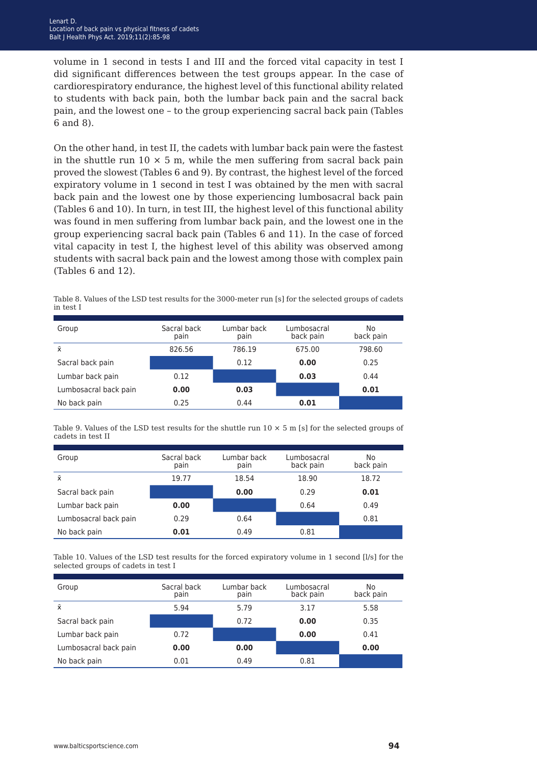volume in 1 second in tests I and III and the forced vital capacity in test I did significant differences between the test groups appear. In the case of cardiorespiratory endurance, the highest level of this functional ability related to students with back pain, both the lumbar back pain and the sacral back pain, and the lowest one – to the group experiencing sacral back pain (Tables 6 and 8).

On the other hand, in test II, the cadets with lumbar back pain were the fastest in the shuttle run 10 × 5 m, while the men suffering from sacral back pain proved the slowest (Tables 6 and 9). By contrast, the highest level of the forced expiratory volume in 1 second in test I was obtained by the men with sacral back pain and the lowest one by those experiencing lumbosacral back pain (Tables 6 and 10). In turn, in test III, the highest level of this functional ability was found in men suffering from lumbar back pain, and the lowest one in the group experiencing sacral back pain (Tables 6 and 11). In the case of forced vital capacity in test I, the highest level of this ability was observed among students with sacral back pain and the lowest among those with complex pain (Tables 6 and 12).

Table 8. Values of the LSD test results for the 3000-meter run [s] for the selected groups of cadets in test I

| Group | Sacral back pain | Lumbar back pain | Lumbosacral back pain | No back pain |
|---|---|---|---|---|
| x̄ | 826.56 | 786.19 | 675.00 | 798.60 |
| Sacral back pain | | 0.12 | **0.00** | 0.25 |
| Lumbar back pain | 0.12 | | **0.03** | 0.44 |
| Lumbosacral back pain | **0.00** | **0.03** | | **0.01** |
| No back pain | 0.25 | 0.44 | **0.01** | |

Table 9. Values of the LSD test results for the shuttle run 10 × 5 m [s] for the selected groups of cadets in test II

| Group | Sacral back pain | Lumbar back pain | Lumbosacral back pain | No back pain |
|---|---|---|---|---|
| x̄ | 19.77 | 18.54 | 18.90 | 18.72 |
| Sacral back pain | | **0.00** | 0.29 | **0.01** |
| Lumbar back pain | **0.00** | | 0.64 | 0.49 |
| Lumbosacral back pain | 0.29 | 0.64 | | 0.81 |
| No back pain | **0.01** | 0.49 | 0.81 | |

Table 10. Values of the LSD test results for the forced expiratory volume in 1 second [l/s] for the selected groups of cadets in test I

| Group | Sacral back pain | Lumbar back pain | Lumbosacral back pain | No back pain |
|---|---|---|---|---|
| x̄ | 5.94 | 5.79 | 3.17 | 5.58 |
| Sacral back pain | | 0.72 | **0.00** | 0.35 |
| Lumbar back pain | 0.72 | | **0.00** | 0.41 |
| Lumbosacral back pain | **0.00** | **0.00** | | **0.00** |
| No back pain | 0.01 | 0.49 | 0.81 | |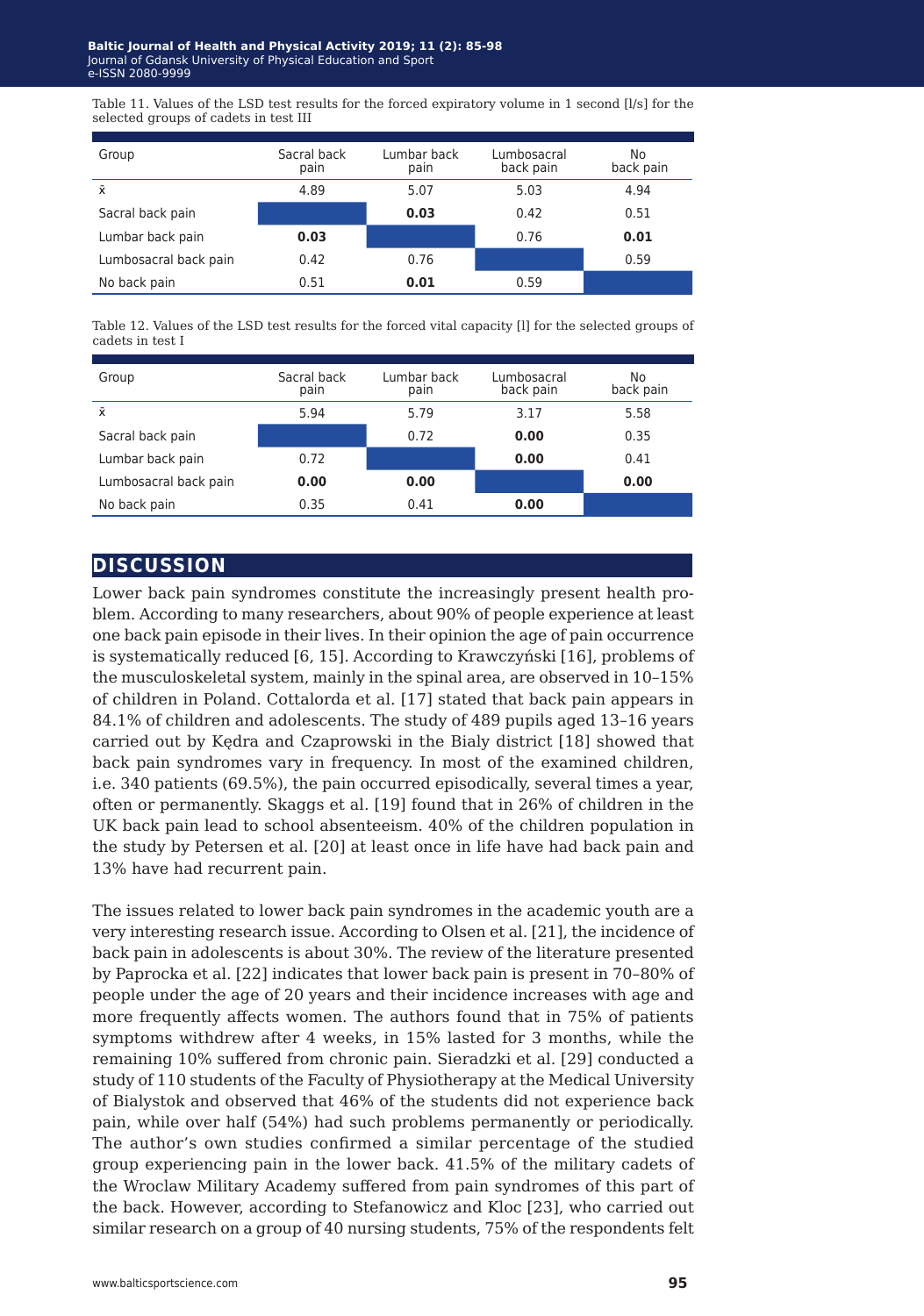Table 11. Values of the LSD test results for the forced expiratory volume in 1 second [l/s] for the selected groups of cadets in test III

| Group | Sacral back pain | Lumbar back pain | Lumbosacral back pain | No back pain |
|---|---|---|---|---|
| x̄ | 4.89 | 5.07 | 5.03 | 4.94 |
| Sacral back pain | | **0.03** | 0.42 | 0.51 |
| Lumbar back pain | **0.03** | | 0.76 | **0.01** |
| Lumbosacral back pain | 0.42 | 0.76 | | 0.59 |
| No back pain | 0.51 | **0.01** | 0.59 | |

Table 12. Values of the LSD test results for the forced vital capacity [l] for the selected groups of cadets in test I

| Group | Sacral back pain | Lumbar back pain | Lumbosacral back pain | No back pain |
|---|---|---|---|---|
| x̄ | 5.94 | 5.79 | 3.17 | 5.58 |
| Sacral back pain | | 0.72 | **0.00** | 0.35 |
| Lumbar back pain | 0.72 | | **0.00** | 0.41 |
| Lumbosacral back pain | **0.00** | **0.00** | | **0.00** |
| No back pain | 0.35 | 0.41 | **0.00** | |

## DISCUSSION

Lower back pain syndromes constitute the increasingly present health problem. According to many researchers, about 90% of people experience at least one back pain episode in their lives. In their opinion the age of pain occurrence is systematically reduced [6, 15]. According to Krawczyński [16], problems of the musculoskeletal system, mainly in the spinal area, are observed in 10–15% of children in Poland. Cottalorda et al. [17] stated that back pain appears in 84.1% of children and adolescents. The study of 489 pupils aged 13–16 years carried out by Kędra and Czaprowski in the Biały district [18] showed that back pain syndromes vary in frequency. In most of the examined children, i.e. 340 patients (69.5%), the pain occurred episodically, several times a year, often or permanently. Skaggs et al. [19] found that in 26% of children in the UK back pain lead to school absenteeism. 40% of the children population in the study by Petersen et al. [20] at least once in life have had back pain and 13% have had recurrent pain.

The issues related to lower back pain syndromes in the academic youth are a very interesting research issue. According to Olsen et al. [21], the incidence of back pain in adolescents is about 30%. The review of the literature presented by Paprocka et al. [22] indicates that lower back pain is present in 70–80% of people under the age of 20 years and their incidence increases with age and more frequently affects women. The authors found that in 75% of patients symptoms withdrew after 4 weeks, in 15% lasted for 3 months, while the remaining 10% suffered from chronic pain. Sieradzki et al. [29] conducted a study of 110 students of the Faculty of Physiotherapy at the Medical University of Bialystok and observed that 46% of the students did not experience back pain, while over half (54%) had such problems permanently or periodically. The author's own studies confirmed a similar percentage of the studied group experiencing pain in the lower back. 41.5% of the military cadets of the Wroclaw Military Academy suffered from pain syndromes of this part of the back. However, according to Stefanowicz and Kloc [23], who carried out similar research on a group of 40 nursing students, 75% of the respondents felt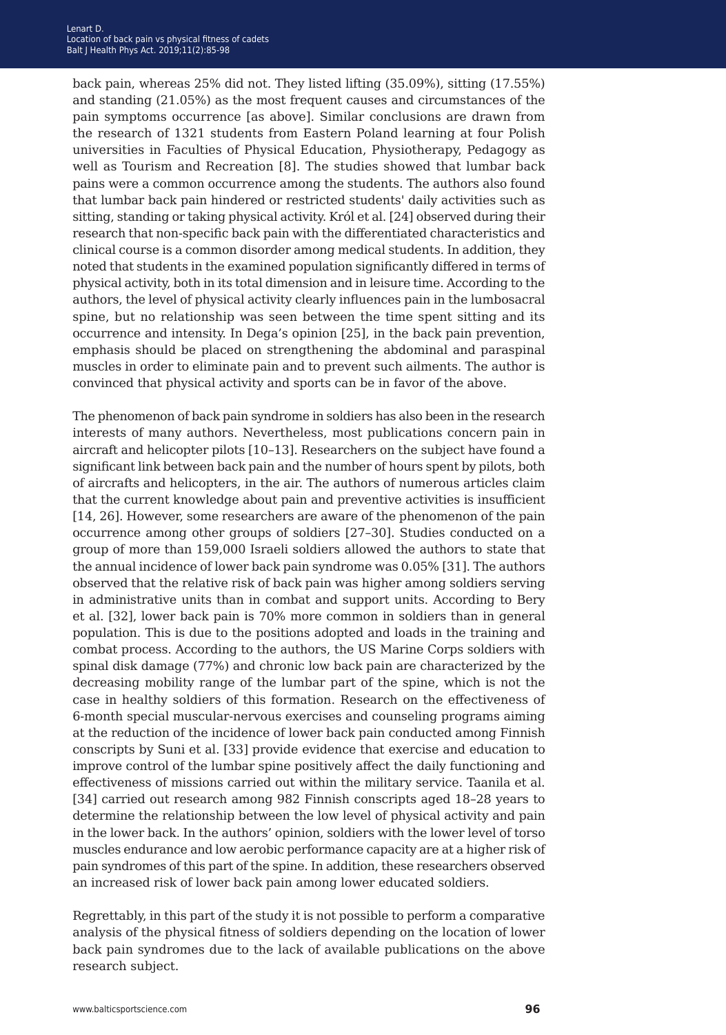back pain, whereas 25% did not. They listed lifting (35.09%), sitting (17.55%) and standing (21.05%) as the most frequent causes and circumstances of the pain symptoms occurrence [as above]. Similar conclusions are drawn from the research of 1321 students from Eastern Poland learning at four Polish universities in Faculties of Physical Education, Physiotherapy, Pedagogy as well as Tourism and Recreation [8]. The studies showed that lumbar back pains were a common occurrence among the students. The authors also found that lumbar back pain hindered or restricted students' daily activities such as sitting, standing or taking physical activity. Król et al. [24] observed during their research that non-specific back pain with the differentiated characteristics and clinical course is a common disorder among medical students. In addition, they noted that students in the examined population significantly differed in terms of physical activity, both in its total dimension and in leisure time. According to the authors, the level of physical activity clearly influences pain in the lumbosacral spine, but no relationship was seen between the time spent sitting and its occurrence and intensity. In Dega's opinion [25], in the back pain prevention, emphasis should be placed on strengthening the abdominal and paraspinal muscles in order to eliminate pain and to prevent such ailments. The author is convinced that physical activity and sports can be in favor of the above.

The phenomenon of back pain syndrome in soldiers has also been in the research interests of many authors. Nevertheless, most publications concern pain in aircraft and helicopter pilots [10–13]. Researchers on the subject have found a significant link between back pain and the number of hours spent by pilots, both of aircrafts and helicopters, in the air. The authors of numerous articles claim that the current knowledge about pain and preventive activities is insufficient [14, 26]. However, some researchers are aware of the phenomenon of the pain occurrence among other groups of soldiers [27–30]. Studies conducted on a group of more than 159,000 Israeli soldiers allowed the authors to state that the annual incidence of lower back pain syndrome was 0.05% [31]. The authors observed that the relative risk of back pain was higher among soldiers serving in administrative units than in combat and support units. According to Bery et al. [32], lower back pain is 70% more common in soldiers than in general population. This is due to the positions adopted and loads in the training and combat process. According to the authors, the US Marine Corps soldiers with spinal disk damage (77%) and chronic low back pain are characterized by the decreasing mobility range of the lumbar part of the spine, which is not the case in healthy soldiers of this formation. Research on the effectiveness of 6-month special muscular-nervous exercises and counseling programs aiming at the reduction of the incidence of lower back pain conducted among Finnish conscripts by Suni et al. [33] provide evidence that exercise and education to improve control of the lumbar spine positively affect the daily functioning and effectiveness of missions carried out within the military service. Taanila et al. [34] carried out research among 982 Finnish conscripts aged 18–28 years to determine the relationship between the low level of physical activity and pain in the lower back. In the authors' opinion, soldiers with the lower level of torso muscles endurance and low aerobic performance capacity are at a higher risk of pain syndromes of this part of the spine. In addition, these researchers observed an increased risk of lower back pain among lower educated soldiers.

Regrettably, in this part of the study it is not possible to perform a comparative analysis of the physical fitness of soldiers depending on the location of lower back pain syndromes due to the lack of available publications on the above research subject.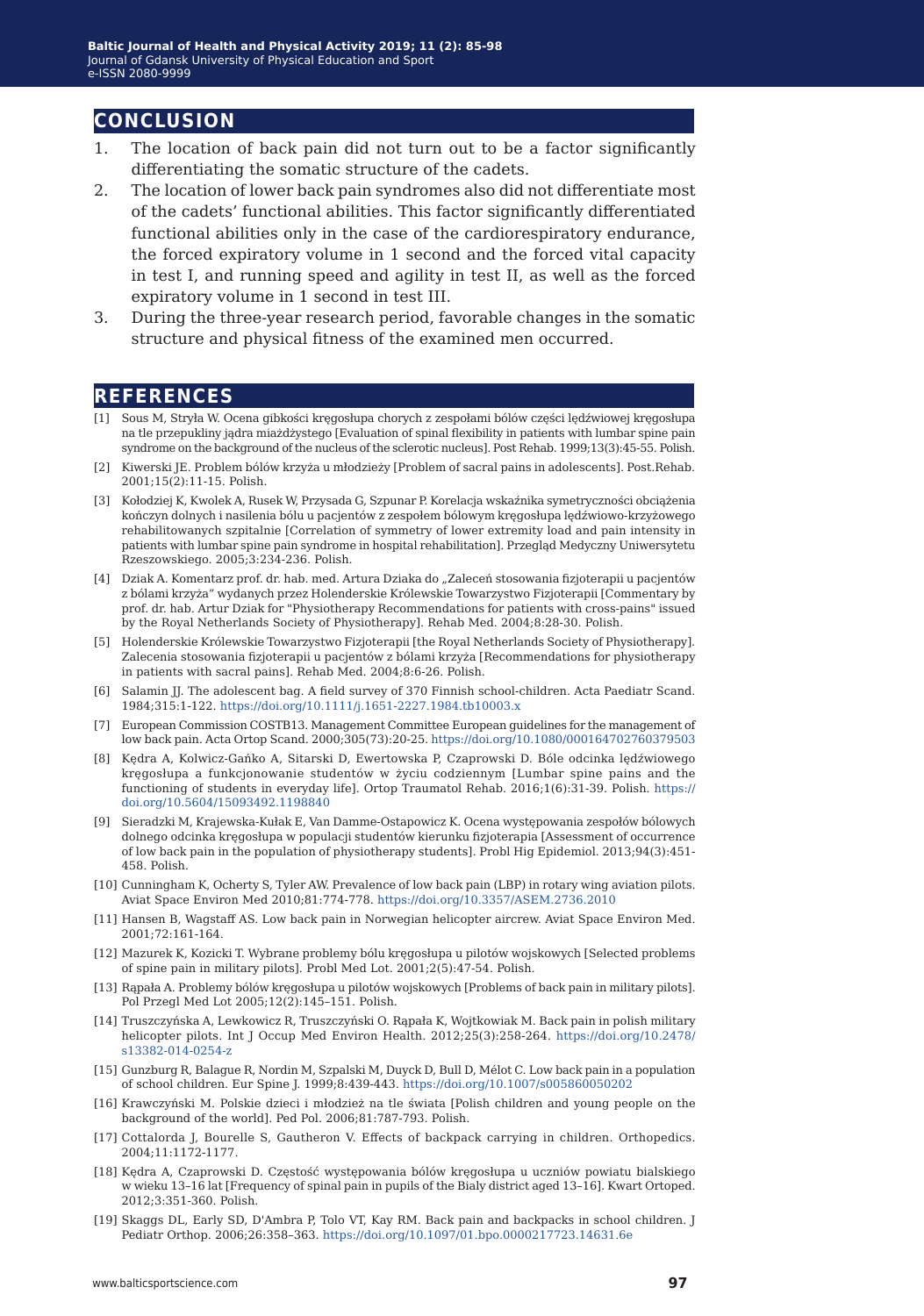## CONCLUSION

1. The location of back pain did not turn out to be a factor significantly differentiating the somatic structure of the cadets.
2. The location of lower back pain syndromes also did not differentiate most of the cadets' functional abilities. This factor significantly differentiated functional abilities only in the case of the cardiorespiratory endurance, the forced expiratory volume in 1 second and the forced vital capacity in test I, and running speed and agility in test II, as well as the forced expiratory volume in 1 second in test III.
3. During the three-year research period, favorable changes in the somatic structure and physical fitness of the examined men occurred.

## REFERENCES

[1] Sous M, Stryła W. Ocena gibkości kręgosłupa chorych z zespołami bólów części lędźwiowej kręgosłupa na tle przepukliny jądra miażdżystego [Evaluation of spinal flexibility in patients with lumbar spine pain syndrome on the background of the nucleus of the sclerotic nucleus]. Post Rehab. 1999;13(3):45-55. Polish.

[2] Kiwerski JE. Problem bólów krzyża u młodzieży [Problem of sacral pains in adolescents]. Post.Rehab. 2001;15(2):11-15. Polish.

[3] Kołodziej K, Kwolek A, Rusek W, Przysada G, Szpunar P. Korelacja wskaźnika symetryczności obciążenia kończyn dolnych i nasilenia bólu u pacjentów z zespołem bólowym kręgosłupa lędźwiowo-krzyżowego rehabilitowanych szpitalnie [Correlation of symmetry of lower extremity load and pain intensity in patients with lumbar spine pain syndrome in hospital rehabilitation]. Przegląd Medyczny Uniwersytetu Rzeszowskiego. 2005;3:234-236. Polish.

[4] Dziak A. Komentarz prof. dr. hab. med. Artura Dziaka do „Zaleceń stosowania fizjoterapii u pacjentów z bólami krzyża" wydanych przez Holenderskie Królewskie Towarzystwo Fizjoterapii [Commentary by prof. dr. hab. Artur Dziak for "Physiotherapy Recommendations for patients with cross-pains" issued by the Royal Netherlands Society of Physiotherapy]. Rehab Med. 2004;8:28-30. Polish.

[5] Holenderskie Królewskie Towarzystwo Fizjoterapii [the Royal Netherlands Society of Physiotherapy]. Zalecenia stosowania fizjoterapii u pacjentów z bólami krzyża [Recommendations for physiotherapy in patients with sacral pains]. Rehab Med. 2004;8:6-26. Polish.

[6] Salamin JJ. The adolescent bag. A field survey of 370 Finnish school-children. Acta Paediatr Scand. 1984;315:1-122. https://doi.org/10.1111/j.1651-2227.1984.tb10003.x

[7] European Commission COSTB13. Management Committee European guidelines for the management of low back pain. Acta Ortop Scand. 2000;305(73):20-25. https://doi.org/10.1080/000164702760379503

[8] Kędra A, Kolwicz-Gańko A, Sitarski D, Ewertowska P, Czaprowski D. Bóle odcinka lędźwiowego kręgosłupa a funkcjonowanie studentów w życiu codziennym [Lumbar spine pains and the functioning of students in everyday life]. Ortop Traumatol Rehab. 2016;1(6):31-39. Polish. https://doi.org/10.5604/15093492.1198840

[9] Sieradzki M, Krajewska-Kułak E, Van Damme-Ostapowicz K. Ocena występowania zespołów bólowych dolnego odcinka kręgosłupa w populacji studentów kierunku fizjoterapia [Assessment of occurrence of low back pain in the population of physiotherapy students]. Probl Hig Epidemiol. 2013;94(3):451-458. Polish.

[10] Cunningham K, Ocherty S, Tyler AW. Prevalence of low back pain (LBP) in rotary wing aviation pilots. Aviat Space Environ Med 2010;81:774-778. https://doi.org/10.3357/ASEM.2736.2010

[11] Hansen B, Wagstaff AS. Low back pain in Norwegian helicopter aircrew. Aviat Space Environ Med. 2001;72:161-164.

[12] Mazurek K, Kozicki T. Wybrane problemy bólu kręgosłupa u pilotów wojskowych [Selected problems of spine pain in military pilots]. Probl Med Lot. 2001;2(5):47-54. Polish.

[13] Rąpała A. Problemy bólów kręgosłupa u pilotów wojskowych [Problems of back pain in military pilots]. Pol Przegl Med Lot 2005;12(2):145–151. Polish.

[14] Truszczyńska A, Lewkowicz R, Truszczyński O. Rąpała K, Wojtkowiak M. Back pain in polish military helicopter pilots. Int J Occup Med Environ Health. 2012;25(3):258-264. https://doi.org/10.2478/s13382-014-0254-z

[15] Gunzburg R, Balague R, Nordin M, Szpalski M, Duyck D, Bull D, Mélot C. Low back pain in a population of school children. Eur Spine J. 1999;8:439-443. https://doi.org/10.1007/s005860050202

[16] Krawczyński M. Polskie dzieci i młodzież na tle świata [Polish children and young people on the background of the world]. Ped Pol. 2006;81:787-793. Polish.

[17] Cottalorda J, Bourelle S, Gautheron V. Effects of backpack carrying in children. Orthopedics. 2004;11:1172-1177.

[18] Kędra A, Czaprowski D. Częstość występowania bólów kręgosłupa u uczniów powiatu bialskiego w wieku 13–16 lat [Frequency of spinal pain in pupils of the Bialy district aged 13–16]. Kwart Ortoped. 2012;3:351-360. Polish.

[19] Skaggs DL, Early SD, D'Ambra P, Tolo VT, Kay RM. Back pain and backpacks in school children. J Pediatr Orthop. 2006;26:358–363. https://doi.org/10.1097/01.bpo.0000217723.14631.6e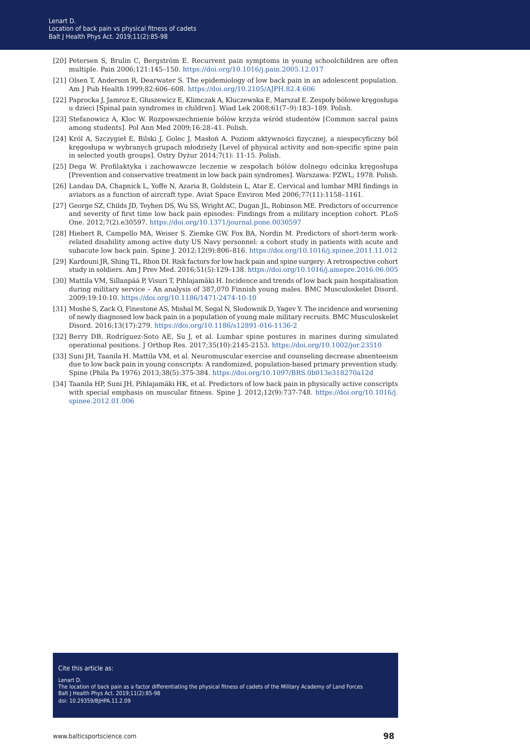[20] Petersen S, Brulin C, Bergström E. Recurrent pain symptoms in young schoolchildren are often multiple. Pain 2006;121:145–150. https://doi.org/10.1016/j.pain.2005.12.017

[21] Olsen T, Anderson R, Dearwater S. The epidemiology of low back pain in an adolescent population. Am J Pub Health 1999;82:606–608. https://doi.org/10.2105/AJPH.82.4.606

[22] Paprocka J, Jamroz E, Głuszewicz E, Klimczak A, Kluczewska E, Marszał E. Zespoły bólowe kręgosłupa u dzieci [Spinal pain syndromes in children]. Wiad Lek 2008;61(7–9):183–189. Polish.

[23] Stefanowicz A, Kloc W. Rozpowszechnienie bólów krzyża wśród studentów [Common sacral pains among students]. Pol Ann Med 2009;16:28–41. Polish.

[24] Król A, Szczygieł E, Bilski J, Golec J, Masłoń A. Poziom aktywności fizycznej, a niespecyficzny ból kręgosłupa w wybranych grupach młodzieży [Level of physical activity and non-specific spine pain in selected youth groups]. Ostry Dyżur 2014;7(1): 11-15. Polish.

[25] Dega W. Profilaktyka i zachowawcze leczenie w zespołach bólów dolnego odcinka kręgosłupa [Prevention and conservative treatment in low back pain syndromes]. Warszawa: PZWL; 1978. Polish.

[26] Landau DA, Chapnick L, Yoffe N, Azaria B, Goldstein L, Atar E. Cervical and lumbar MRI findings in aviators as a function of aircraft type. Aviat Space Environ Med 2006;77(11):1158–1161.

[27] George SZ, Childs JD, Teyhen DS, Wu SS, Wright AC, Dugan JL, Robinson ME. Predictors of occurrence and severity of first time low back pain episodes: Findings from a military inception cohort. PLoS One. 2012;7(2).e30597. https://doi.org/10.1371/journal.pone.0030597

[28] Hiebert R, Campello MA, Weiser S. Ziemke GW. Fox BA, Nordin M. Predictors of short-term work-related disability among active duty US Navy personnel: a cohort study in patients with acute and subacute low back pain. Spine J. 2012;12(9):806–816. https://doi.org/10.1016/j.spinee.2011.11.012

[29] Kardouni JR, Shing TL, Rhon DI. Risk factors for low back pain and spine surgery: A retrospective cohort study in soldiers. Am J Prev Med. 2016;51(5):129–138. https://doi.org/10.1016/j.amepre.2016.06.005

[30] Mattila VM, Sillanpää P, Visuri T, Pihlajamäki H. Incidence and trends of low back pain hospitalisation during military service – An analysis of 387,070 Finnish young males. BMC Musculoskelet Disord. 2009;19:10:10. https://doi.org/10.1186/1471-2474-10-10

[31] Moshe S, Zack O, Finestone AS, Mishal M, Segal N, Slodownik D, Yagev Y. The incidence and worsening of newly diagnosed low back pain in a population of young male military recruits. BMC Musculoskelet Disord. 2016;13(17):279. https://doi.org/10.1186/s12891-016-1136-2

[32] Berry DB, Rodríguez-Soto AE, Su J, et al. Lumbar spine postures in marines during simulated operational positions. J Orthop Res. 2017;35(10):2145-2153. https://doi.org/10.1002/jor.23510

[33] Suni JH, Taanila H. Mattila VM, et al. Neuromuscular exercise and counseling decrease absenteeism due to low back pain in young conscripts: A randomized, population-based primary prevention study. Spine (Phila Pa 1976) 2013;38(5):375-384. https://doi.org/10.1097/BRS.0b013e318270a12d

[34] Taanila HP, Suni JH, Pihlajamäki HK, et al. Predictors of low back pain in physically active conscripts with special emphasis on muscular fitness. Spine J. 2012;12(9):737-748. https://doi.org/10.1016/j.spinee.2012.01.006

Cite this article as:

Lenart D.
The location of back pain as a factor differentiating the physical fitness of cadets of the Military Academy of Land Forces
Balt J Health Phys Act. 2019;11(2):85-98
doi: 10.29359/BJHPA.11.2.09